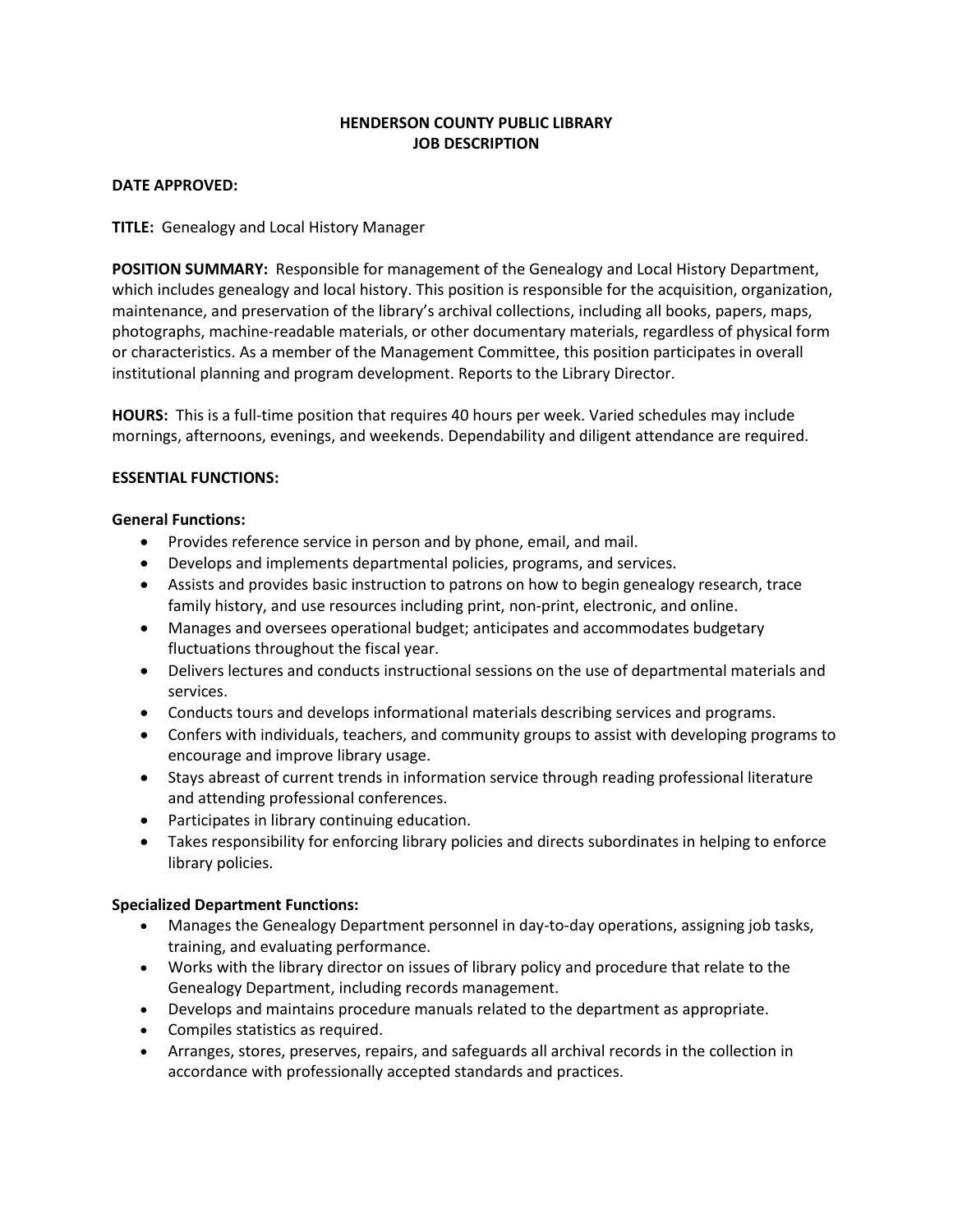# HENDERSON COUNTY PUBLIC LIBRARY
# JOB DESCRIPTION

**DATE APPROVED:**

**TITLE:** Genealogy and Local History Manager

**POSITION SUMMARY:** Responsible for management of the Genealogy and Local History Department, which includes genealogy and local history. This position is responsible for the acquisition, organization, maintenance, and preservation of the library's archival collections, including all books, papers, maps, photographs, machine-readable materials, or other documentary materials, regardless of physical form or characteristics. As a member of the Management Committee, this position participates in overall institutional planning and program development. Reports to the Library Director.

**HOURS:** This is a full-time position that requires 40 hours per week. Varied schedules may include mornings, afternoons, evenings, and weekends. Dependability and diligent attendance are required.

**ESSENTIAL FUNCTIONS:**

**General Functions:**

- Provides reference service in person and by phone, email, and mail.
- Develops and implements departmental policies, programs, and services.
- Assists and provides basic instruction to patrons on how to begin genealogy research, trace family history, and use resources including print, non-print, electronic, and online.
- Manages and oversees operational budget; anticipates and accommodates budgetary fluctuations throughout the fiscal year.
- Delivers lectures and conducts instructional sessions on the use of departmental materials and services.
- Conducts tours and develops informational materials describing services and programs.
- Confers with individuals, teachers, and community groups to assist with developing programs to encourage and improve library usage.
- Stays abreast of current trends in information service through reading professional literature and attending professional conferences.
- Participates in library continuing education.
- Takes responsibility for enforcing library policies and directs subordinates in helping to enforce library policies.

**Specialized Department Functions:**

- Manages the Genealogy Department personnel in day-to-day operations, assigning job tasks, training, and evaluating performance.
- Works with the library director on issues of library policy and procedure that relate to the Genealogy Department, including records management.
- Develops and maintains procedure manuals related to the department as appropriate.
- Compiles statistics as required.
- Arranges, stores, preserves, repairs, and safeguards all archival records in the collection in accordance with professionally accepted standards and practices.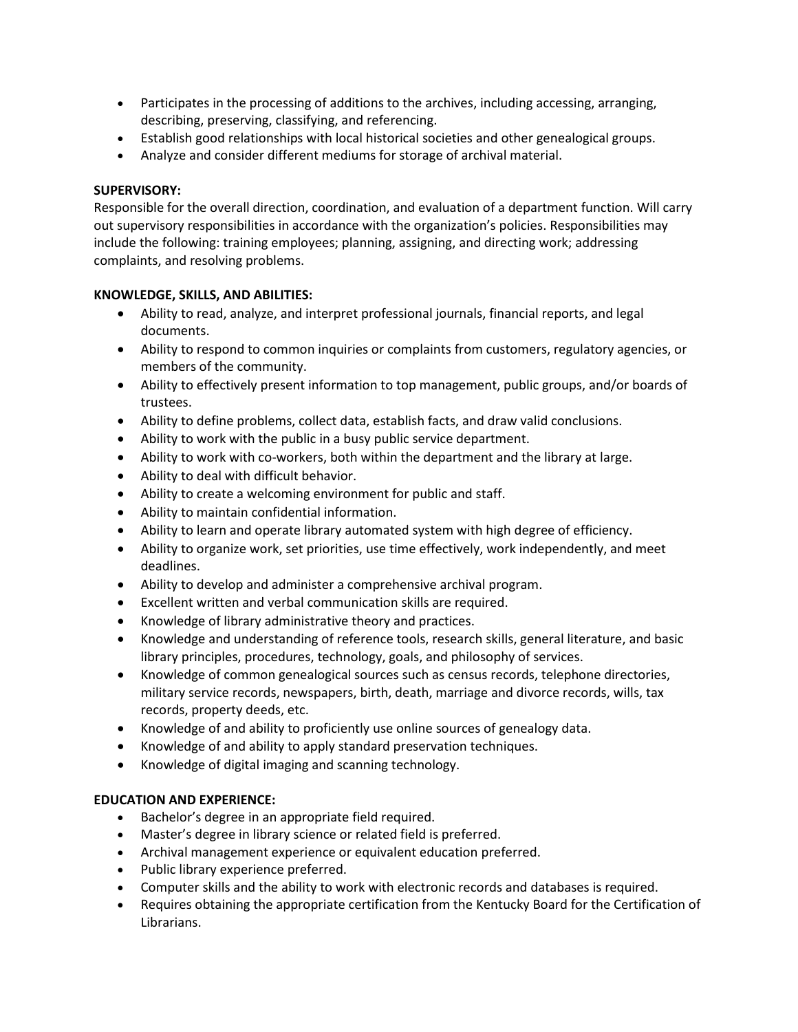- Participates in the processing of additions to the archives, including accessing, arranging, describing, preserving, classifying, and referencing.
- Establish good relationships with local historical societies and other genealogical groups.
- Analyze and consider different mediums for storage of archival material.

**SUPERVISORY:**

Responsible for the overall direction, coordination, and evaluation of a department function. Will carry out supervisory responsibilities in accordance with the organization's policies. Responsibilities may include the following: training employees; planning, assigning, and directing work; addressing complaints, and resolving problems.

**KNOWLEDGE, SKILLS, AND ABILITIES:**

- Ability to read, analyze, and interpret professional journals, financial reports, and legal documents.
- Ability to respond to common inquiries or complaints from customers, regulatory agencies, or members of the community.
- Ability to effectively present information to top management, public groups, and/or boards of trustees.
- Ability to define problems, collect data, establish facts, and draw valid conclusions.
- Ability to work with the public in a busy public service department.
- Ability to work with co-workers, both within the department and the library at large.
- Ability to deal with difficult behavior.
- Ability to create a welcoming environment for public and staff.
- Ability to maintain confidential information.
- Ability to learn and operate library automated system with high degree of efficiency.
- Ability to organize work, set priorities, use time effectively, work independently, and meet deadlines.
- Ability to develop and administer a comprehensive archival program.
- Excellent written and verbal communication skills are required.
- Knowledge of library administrative theory and practices.
- Knowledge and understanding of reference tools, research skills, general literature, and basic library principles, procedures, technology, goals, and philosophy of services.
- Knowledge of common genealogical sources such as census records, telephone directories, military service records, newspapers, birth, death, marriage and divorce records, wills, tax records, property deeds, etc.
- Knowledge of and ability to proficiently use online sources of genealogy data.
- Knowledge of and ability to apply standard preservation techniques.
- Knowledge of digital imaging and scanning technology.

**EDUCATION AND EXPERIENCE:**

- Bachelor's degree in an appropriate field required.
- Master's degree in library science or related field is preferred.
- Archival management experience or equivalent education preferred.
- Public library experience preferred.
- Computer skills and the ability to work with electronic records and databases is required.
- Requires obtaining the appropriate certification from the Kentucky Board for the Certification of Librarians.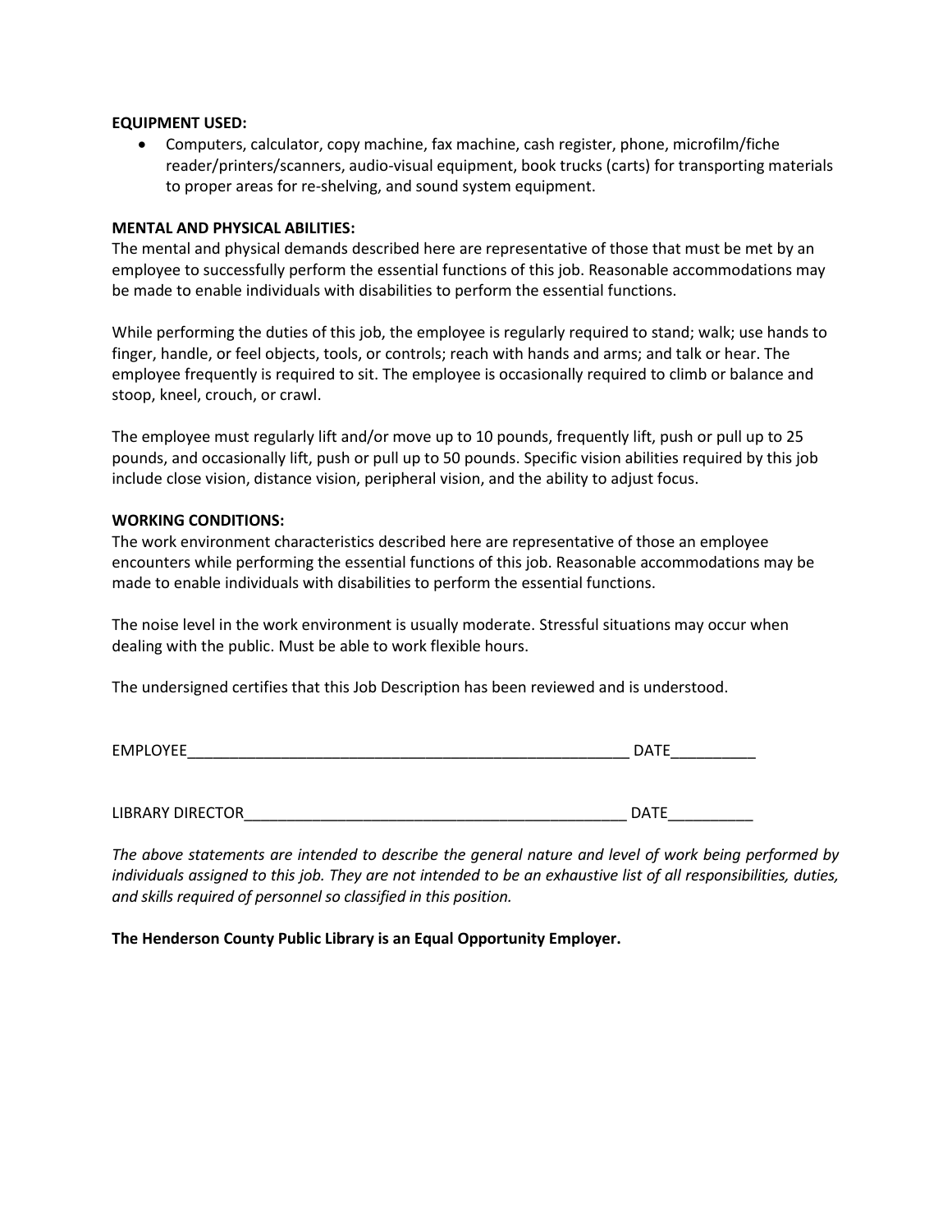**EQUIPMENT USED:**

- Computers, calculator, copy machine, fax machine, cash register, phone, microfilm/fiche reader/printers/scanners, audio-visual equipment, book trucks (carts) for transporting materials to proper areas for re-shelving, and sound system equipment.

**MENTAL AND PHYSICAL ABILITIES:**

The mental and physical demands described here are representative of those that must be met by an employee to successfully perform the essential functions of this job. Reasonable accommodations may be made to enable individuals with disabilities to perform the essential functions.

While performing the duties of this job, the employee is regularly required to stand; walk; use hands to finger, handle, or feel objects, tools, or controls; reach with hands and arms; and talk or hear. The employee frequently is required to sit. The employee is occasionally required to climb or balance and stoop, kneel, crouch, or crawl.

The employee must regularly lift and/or move up to 10 pounds, frequently lift, push or pull up to 25 pounds, and occasionally lift, push or pull up to 50 pounds. Specific vision abilities required by this job include close vision, distance vision, peripheral vision, and the ability to adjust focus.

**WORKING CONDITIONS:**

The work environment characteristics described here are representative of those an employee encounters while performing the essential functions of this job. Reasonable accommodations may be made to enable individuals with disabilities to perform the essential functions.

The noise level in the work environment is usually moderate. Stressful situations may occur when dealing with the public. Must be able to work flexible hours.

The undersigned certifies that this Job Description has been reviewed and is understood.

EMPLOYEE_______________________________________________________ DATE__________

LIBRARY DIRECTOR_______________________________________________ DATE__________

*The above statements are intended to describe the general nature and level of work being performed by individuals assigned to this job. They are not intended to be an exhaustive list of all responsibilities, duties, and skills required of personnel so classified in this position.*

**The Henderson County Public Library is an Equal Opportunity Employer.**